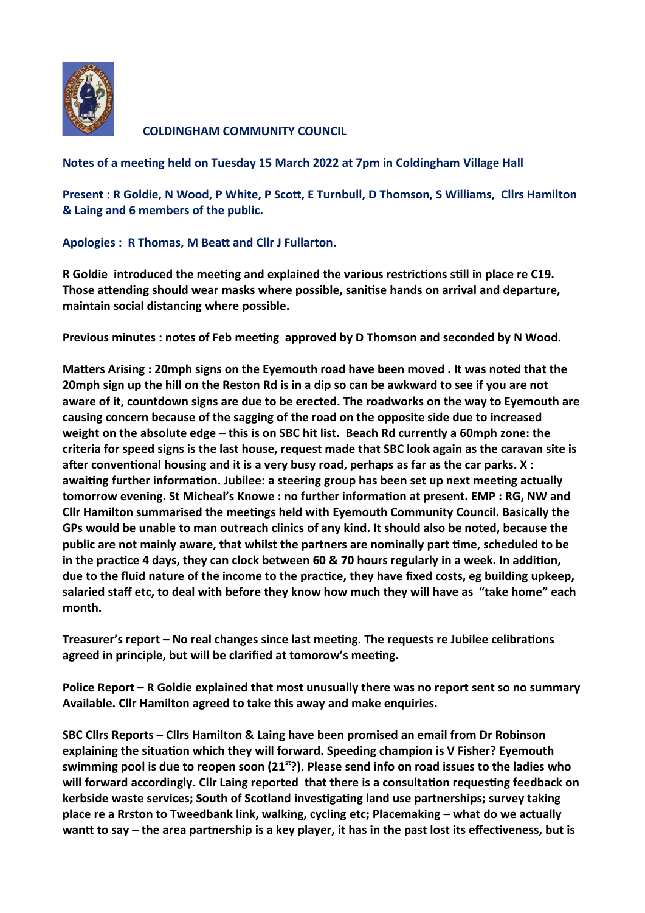# COLDINGHAM COMMUNITY COUNCIL

**Notes of a meeting held on Tuesday 15 March 2022 at 7pm in Coldingham Village Hall**

**Present : R Goldie, N Wood, P White, P Scott, E Turnbull, D Thomson, S Williams, Cllrs Hamilton & Laing and 6 members of the public.**

**Apologies : R Thomas, M Beatt and Cllr J Fullarton.**

**R Goldie introduced the meeting and explained the various restrictions still in place re C19. Those attending should wear masks where possible, sanitise hands on arrival and departure, maintain social distancing where possible.**

**Previous minutes : notes of Feb meeting approved by D Thomson and seconded by N Wood.**

**Matters Arising : 20mph signs on the Eyemouth road have been moved . It was noted that the 20mph sign up the hill on the Reston Rd is in a dip so can be awkward to see if you are not aware of it, countdown signs are due to be erected. The roadworks on the way to Eyemouth are causing concern because of the sagging of the road on the opposite side due to increased weight on the absolute edge – this is on SBC hit list. Beach Rd currently a 60mph zone: the criteria for speed signs is the last house, request made that SBC look again as the caravan site is after conventional housing and it is a very busy road, perhaps as far as the car parks. X : awaiting further information. Jubilee: a steering group has been set up next meeting actually tomorrow evening. St Micheal's Knowe : no further information at present. EMP : RG, NW and Cllr Hamilton summarised the meetings held with Eyemouth Community Council. Basically the GPs would be unable to man outreach clinics of any kind. It should also be noted, because the public are not mainly aware, that whilst the partners are nominally part time, scheduled to be in the practice 4 days, they can clock between 60 & 70 hours regularly in a week. In addition, due to the fluid nature of the income to the practice, they have fixed costs, eg building upkeep, salaried staff etc, to deal with before they know how much they will have as "take home" each month.**

**Treasurer's report – No real changes since last meeting. The requests re Jubilee celibrations agreed in principle, but will be clarified at tomorow's meeting.**

**Police Report – R Goldie explained that most unusually there was no report sent so no summary Available. Cllr Hamilton agreed to take this away and make enquiries.**

**SBC Cllrs Reports – Cllrs Hamilton & Laing have been promised an email from Dr Robinson explaining the situation which they will forward. Speeding champion is V Fisher? Eyemouth swimming pool is due to reopen soon (21st?). Please send info on road issues to the ladies who will forward accordingly. Cllr Laing reported that there is a consultation requesting feedback on kerbside waste services; South of Scotland investigating land use partnerships; survey taking place re a Rrston to Tweedbank link, walking, cycling etc; Placemaking – what do we actually wantt to say – the area partnership is a key player, it has in the past lost its effectiveness, but is**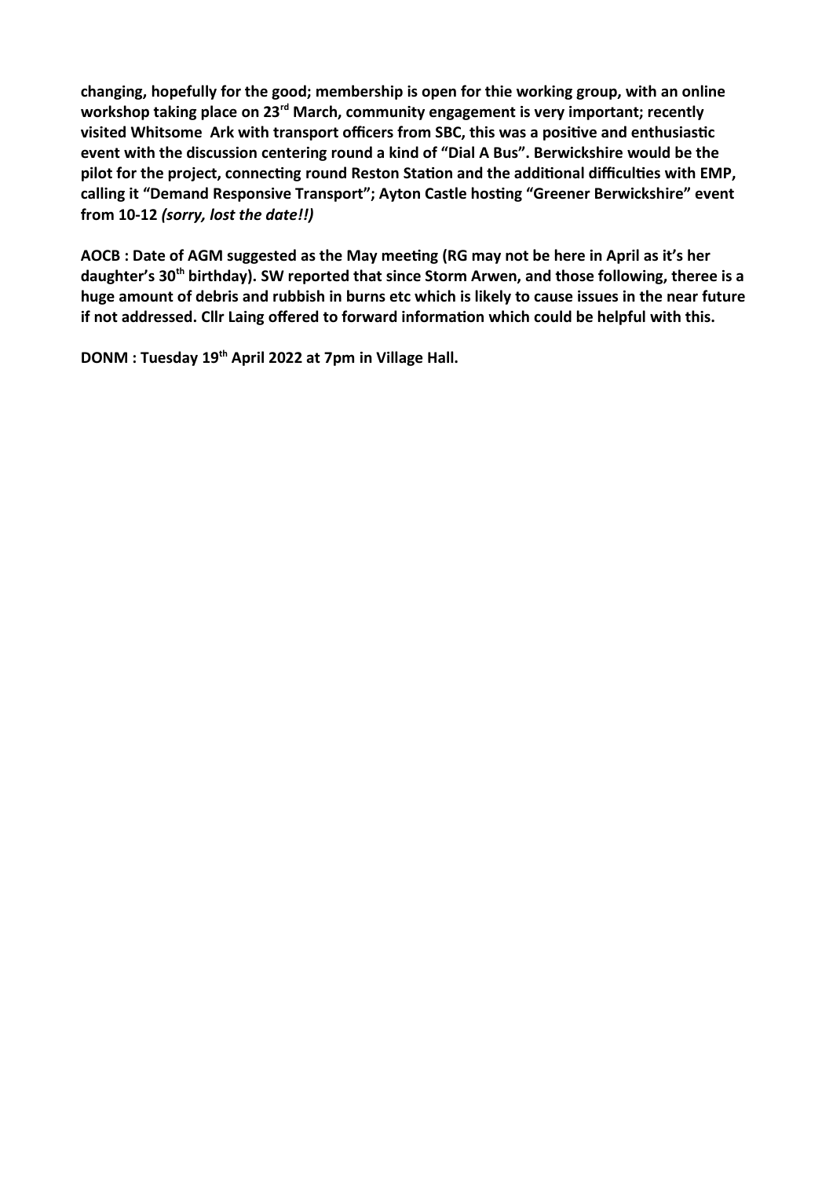**changing, hopefully for the good; membership is open for thie working group, with an online workshop taking place on 23rd March, community engagement is very important; recently visited Whitsome  Ark with transport officers from SBC, this was a positive and enthusiastic event with the discussion centering round a kind of "Dial A Bus". Berwickshire would be the pilot for the project, connecting round Reston Station and the additional difficulties with EMP, calling it "Demand Responsive Transport"; Ayton Castle hosting "Greener Berwickshire" event from 10-12** ***(sorry, lost the date!!)***

**AOCB : Date of AGM suggested as the May meeting (RG may not be here in April as it's her daughter's 30th birthday). SW reported that since Storm Arwen, and those following, theree is a huge amount of debris and rubbish in burns etc which is likely to cause issues in the near future if not addressed. Cllr Laing offered to forward information which could be helpful with this.**

**DONM : Tuesday 19th April 2022 at 7pm in Village Hall.**